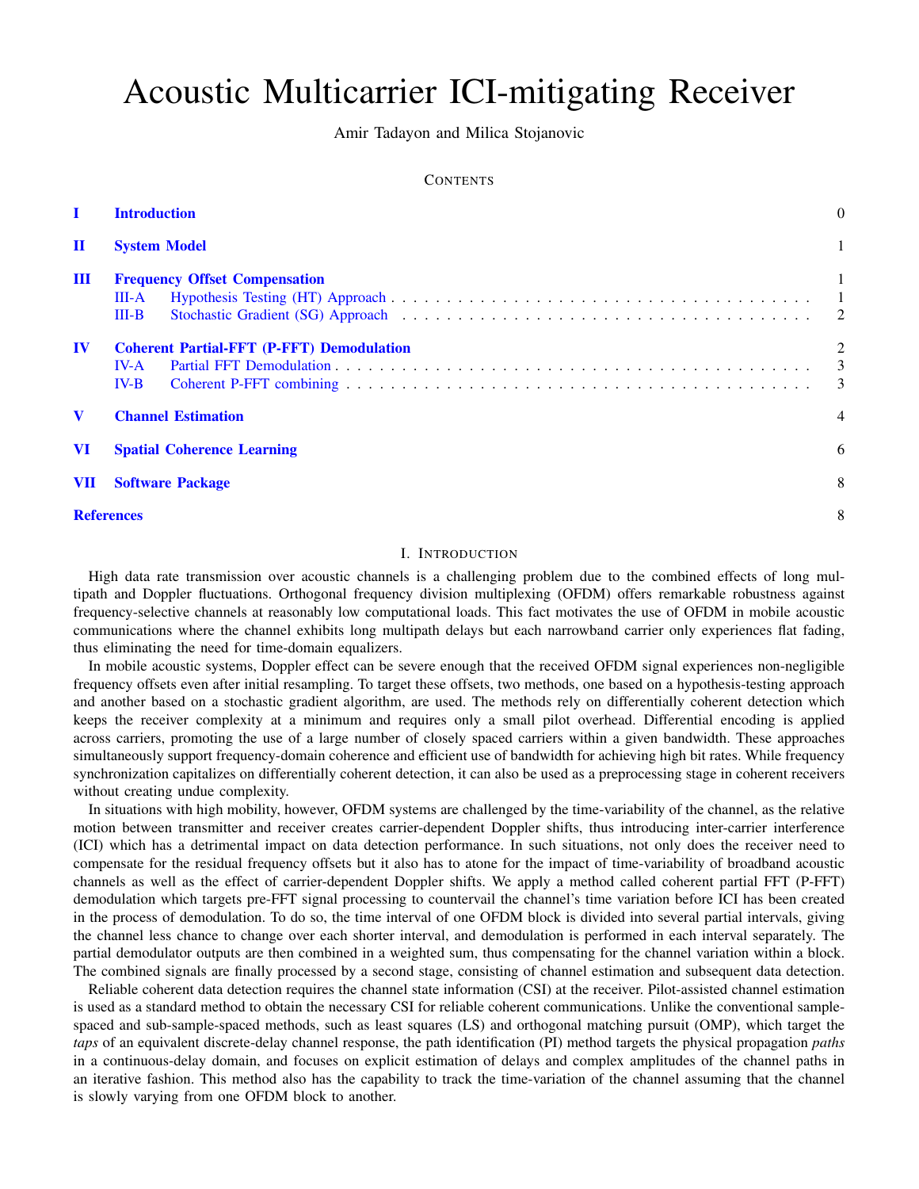# Acoustic Multicarrier ICI-mitigating Receiver

Amir Tadayon and Milica Stojanovic

CONTENTS

| | | |
|---|---|---|
| **I** | **Introduction** | 0 |
| **II** | **System Model** | 1 |
| **III** | **Frequency Offset Compensation** | 1 |
| | III-A Hypothesis Testing (HT) Approach | 1 |
| | III-B Stochastic Gradient (SG) Approach | 2 |
| **IV** | **Coherent Partial-FFT (P-FFT) Demodulation** | 2 |
| | IV-A Partial FFT Demodulation | 3 |
| | IV-B Coherent P-FFT combining | 3 |
| **V** | **Channel Estimation** | 4 |
| **VI** | **Spatial Coherence Learning** | 6 |
| **VII** | **Software Package** | 8 |
| **References** | | 8 |

## I. Introduction

High data rate transmission over acoustic channels is a challenging problem due to the combined effects of long multipath and Doppler fluctuations. Orthogonal frequency division multiplexing (OFDM) offers remarkable robustness against frequency-selective channels at reasonably low computational loads. This fact motivates the use of OFDM in mobile acoustic communications where the channel exhibits long multipath delays but each narrowband carrier only experiences flat fading, thus eliminating the need for time-domain equalizers.

In mobile acoustic systems, Doppler effect can be severe enough that the received OFDM signal experiences non-negligible frequency offsets even after initial resampling. To target these offsets, two methods, one based on a hypothesis-testing approach and another based on a stochastic gradient algorithm, are used. The methods rely on differentially coherent detection which keeps the receiver complexity at a minimum and requires only a small pilot overhead. Differential encoding is applied across carriers, promoting the use of a large number of closely spaced carriers within a given bandwidth. These approaches simultaneously support frequency-domain coherence and efficient use of bandwidth for achieving high bit rates. While frequency synchronization capitalizes on differentially coherent detection, it can also be used as a preprocessing stage in coherent receivers without creating undue complexity.

In situations with high mobility, however, OFDM systems are challenged by the time-variability of the channel, as the relative motion between transmitter and receiver creates carrier-dependent Doppler shifts, thus introducing inter-carrier interference (ICI) which has a detrimental impact on data detection performance. In such situations, not only does the receiver need to compensate for the residual frequency offsets but it also has to atone for the impact of time-variability of broadband acoustic channels as well as the effect of carrier-dependent Doppler shifts. We apply a method called coherent partial FFT (P-FFT) demodulation which targets pre-FFT signal processing to countervail the channel's time variation before ICI has been created in the process of demodulation. To do so, the time interval of one OFDM block is divided into several partial intervals, giving the channel less chance to change over each shorter interval, and demodulation is performed in each interval separately. The partial demodulator outputs are then combined in a weighted sum, thus compensating for the channel variation within a block. The combined signals are finally processed by a second stage, consisting of channel estimation and subsequent data detection.

Reliable coherent data detection requires the channel state information (CSI) at the receiver. Pilot-assisted channel estimation is used as a standard method to obtain the necessary CSI for reliable coherent communications. Unlike the conventional sample-spaced and sub-sample-spaced methods, such as least squares (LS) and orthogonal matching pursuit (OMP), which target the *taps* of an equivalent discrete-delay channel response, the path identification (PI) method targets the physical propagation *paths* in a continuous-delay domain, and focuses on explicit estimation of delays and complex amplitudes of the channel paths in an iterative fashion. This method also has the capability to track the time-variation of the channel assuming that the channel is slowly varying from one OFDM block to another.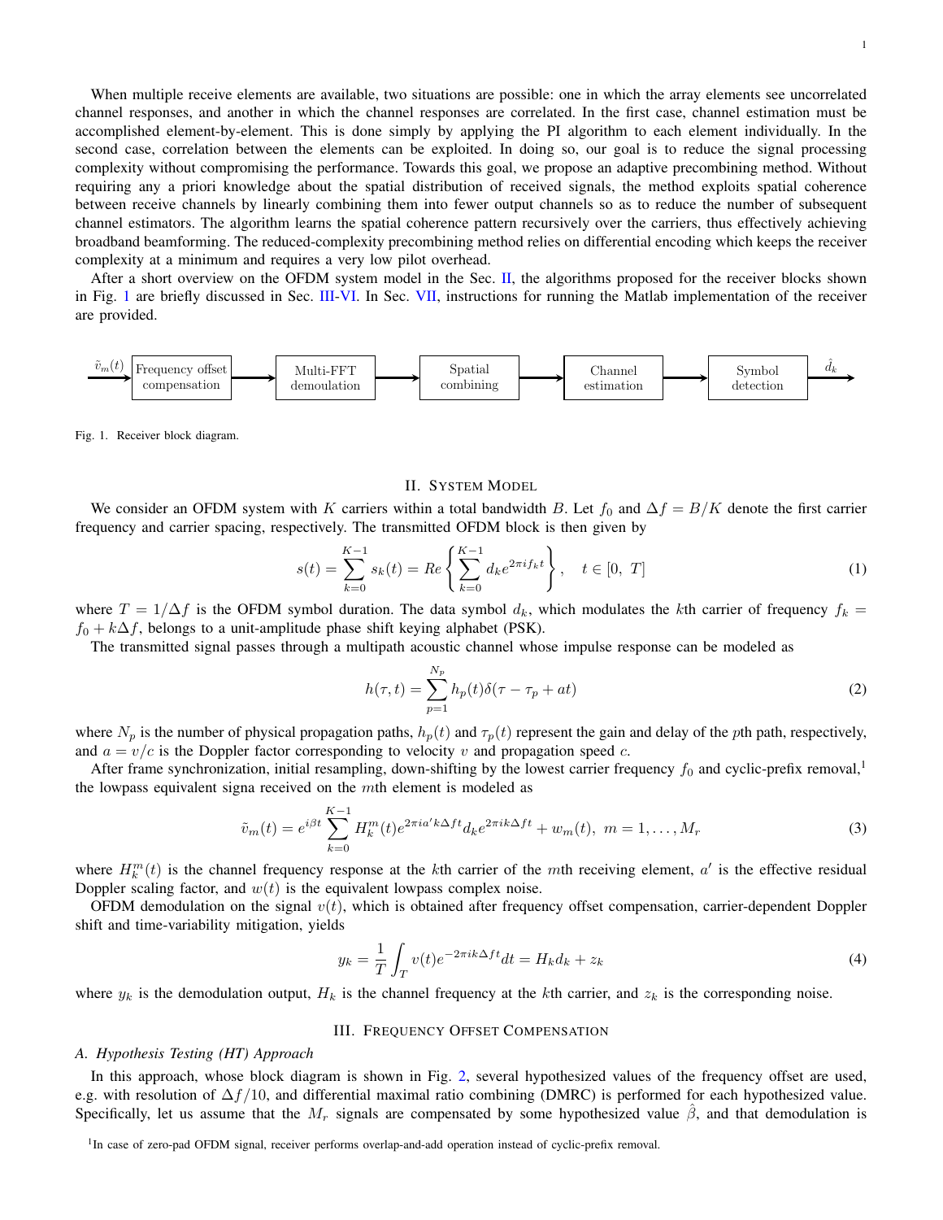When multiple receive elements are available, two situations are possible: one in which the array elements see uncorrelated channel responses, and another in which the channel responses are correlated. In the first case, channel estimation must be accomplished element-by-element. This is done simply by applying the PI algorithm to each element individually. In the second case, correlation between the elements can be exploited. In doing so, our goal is to reduce the signal processing complexity without compromising the performance. Towards this goal, we propose an adaptive precombining method. Without requiring any a priori knowledge about the spatial distribution of received signals, the method exploits spatial coherence between receive channels by linearly combining them into fewer output channels so as to reduce the number of subsequent channel estimators. The algorithm learns the spatial coherence pattern recursively over the carriers, thus effectively achieving broadband beamforming. The reduced-complexity precombining method relies on differential encoding which keeps the receiver complexity at a minimum and requires a very low pilot overhead.

After a short overview on the OFDM system model in the Sec. II, the algorithms proposed for the receiver blocks shown in Fig. 1 are briefly discussed in Sec. III-VI. In Sec. VII, instructions for running the Matlab implementation of the receiver are provided.

$\tilde{v}_m(t)$ → Frequency offset compensation → Multi-FFT demoulation → Spatial combining → Channel estimation → Symbol detection → $\hat{d}_k$

Fig. 1. Receiver block diagram.

## II. System Model

We consider an OFDM system with $K$ carriers within a total bandwidth $B$. Let $f_0$ and $\Delta f = B/K$ denote the first carrier frequency and carrier spacing, respectively. The transmitted OFDM block is then given by

$$s(t) = \sum_{k=0}^{K-1} s_k(t) = Re\left\{\sum_{k=0}^{K-1} d_k e^{2\pi i f_k t}\right\}, \quad t \in [0,\ T] \tag{1}$$

where $T = 1/\Delta f$ is the OFDM symbol duration. The data symbol $d_k$, which modulates the $k$th carrier of frequency $f_k = f_0 + k\Delta f$, belongs to a unit-amplitude phase shift keying alphabet (PSK).

The transmitted signal passes through a multipath acoustic channel whose impulse response can be modeled as

$$h(\tau, t) = \sum_{p=1}^{N_p} h_p(t)\delta(\tau - \tau_p + at) \tag{2}$$

where $N_p$ is the number of physical propagation paths, $h_p(t)$ and $\tau_p(t)$ represent the gain and delay of the $p$th path, respectively, and $a = v/c$ is the Doppler factor corresponding to velocity $v$ and propagation speed $c$.

After frame synchronization, initial resampling, down-shifting by the lowest carrier frequency $f_0$ and cyclic-prefix removal,[1] the lowpass equivalent signa received on the $m$th element is modeled as

$$\tilde{v}_m(t) = e^{i\beta t} \sum_{k=0}^{K-1} H_k^m(t) e^{2\pi i a' k \Delta f t} d_k e^{2\pi i k \Delta f t} + w_m(t), \ m = 1, \ldots, M_r \tag{3}$$

where $H_k^m(t)$ is the channel frequency response at the $k$th carrier of the $m$th receiving element, $a'$ is the effective residual Doppler scaling factor, and $w(t)$ is the equivalent lowpass complex noise.

OFDM demodulation on the signal $v(t)$, which is obtained after frequency offset compensation, carrier-dependent Doppler shift and time-variability mitigation, yields

$$y_k = \frac{1}{T}\int_T v(t) e^{-2\pi i k \Delta f t} dt = H_k d_k + z_k \tag{4}$$

where $y_k$ is the demodulation output, $H_k$ is the channel frequency at the $k$th carrier, and $z_k$ is the corresponding noise.

## III. Frequency Offset Compensation

### A. Hypothesis Testing (HT) Approach

In this approach, whose block diagram is shown in Fig. 2, several hypothesized values of the frequency offset are used, e.g. with resolution of $\Delta f/10$, and differential maximal ratio combining (DMRC) is performed for each hypothesized value. Specifically, let us assume that the $M_r$ signals are compensated by some hypothesized value $\hat{\beta}$, and that demodulation is

[1] In case of zero-pad OFDM signal, receiver performs overlap-and-add operation instead of cyclic-prefix removal.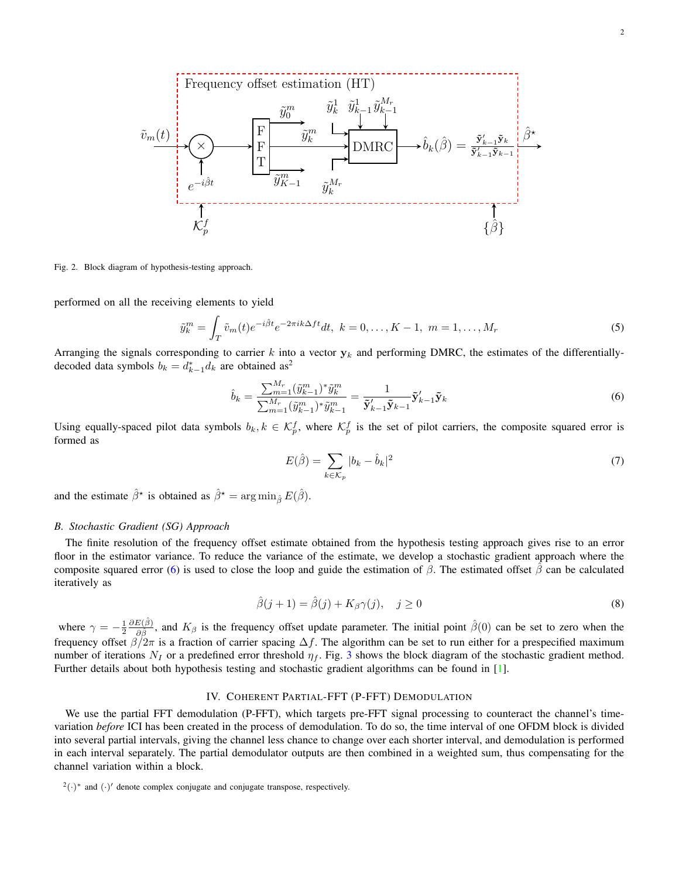Fig. 2. Block diagram of hypothesis-testing approach.

performed on all the receiving elements to yield

$$\tilde{y}_k^m = \int_T \tilde{v}_m(t) e^{-i\hat{\beta}t} e^{-2\pi i k \Delta f t} dt, \; k = 0, \ldots, K-1, \; m = 1, \ldots, M_r \tag{5}$$

Arranging the signals corresponding to carrier $k$ into a vector $\mathbf{y}_k$ and performing DMRC, the estimates of the differentially-decoded data symbols $b_k = d_{k-1}^* d_k$ are obtained as[2]

$$\hat{b}_k = \frac{\sum_{m=1}^{M_r} (\tilde{y}_{k-1}^m)^* \tilde{y}_k^m}{\sum_{m=1}^{M_r} (\tilde{y}_{k-1}^m)^* \tilde{y}_{k-1}^m} = \frac{1}{\tilde{\mathbf{y}}'_{k-1} \tilde{\mathbf{y}}_{k-1}} \tilde{\mathbf{y}}'_{k-1} \tilde{\mathbf{y}}_k \tag{6}$$

Using equally-spaced pilot data symbols $b_k, k \in \mathcal{K}_p^f$, where $\mathcal{K}_p^f$ is the set of pilot carriers, the composite squared error is formed as

$$E(\hat{\beta}) = \sum_{k \in \mathcal{K}_p} |b_k - \hat{b}_k|^2 \tag{7}$$

and the estimate $\hat{\beta}^\star$ is obtained as $\hat{\beta}^\star = \arg\min_{\hat{\beta}} E(\hat{\beta})$.

### B. Stochastic Gradient (SG) Approach

The finite resolution of the frequency offset estimate obtained from the hypothesis testing approach gives rise to an error floor in the estimator variance. To reduce the variance of the estimate, we develop a stochastic gradient approach where the composite squared error (6) is used to close the loop and guide the estimation of $\beta$. The estimated offset $\hat{\beta}$ can be calculated iteratively as

$$\hat{\beta}(j+1) = \hat{\beta}(j) + K_\beta \gamma(j), \quad j \geq 0 \tag{8}$$

where $\gamma = -\frac{1}{2}\frac{\partial E(\hat{\beta})}{\partial \hat{\beta}}$, and $K_\beta$ is the frequency offset update parameter. The initial point $\hat{\beta}(0)$ can be set to zero when the frequency offset $\beta/2\pi$ is a fraction of carrier spacing $\Delta f$. The algorithm can be set to run either for a prespecified maximum number of iterations $N_I$ or a predefined error threshold $\eta_f$. Fig. 3 shows the block diagram of the stochastic gradient method. Further details about both hypothesis testing and stochastic gradient algorithms can be found in [1].

## IV. Coherent Partial-FFT (P-FFT) Demodulation

We use the partial FFT demodulation (P-FFT), which targets pre-FFT signal processing to counteract the channel's time-variation *before* ICI has been created in the process of demodulation. To do so, the time interval of one OFDM block is divided into several partial intervals, giving the channel less chance to change over each shorter interval, and demodulation is performed in each interval separately. The partial demodulator outputs are then combined in a weighted sum, thus compensating for the channel variation within a block.

[2] $(\cdot)^*$ and $(\cdot)'$ denote complex conjugate and conjugate transpose, respectively.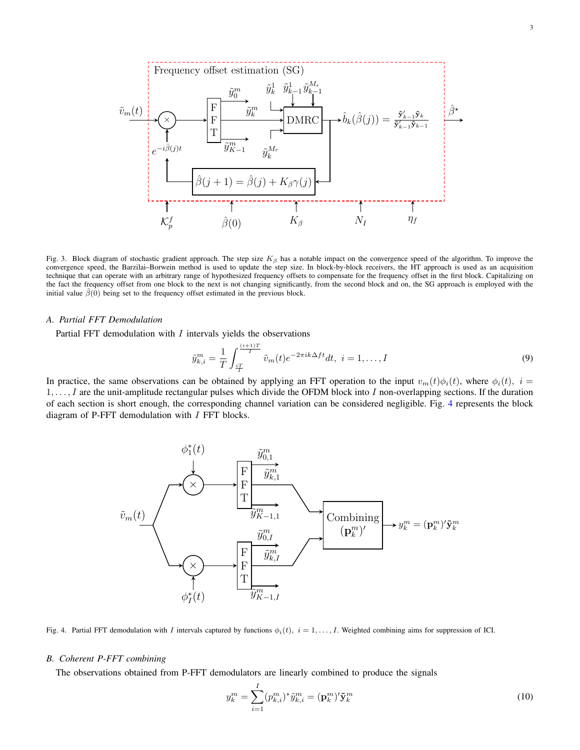Fig. 3. Block diagram of stochastic gradient approach. The step size $K_\beta$ has a notable impact on the convergence speed of the algorithm. To improve the convergence speed, the Barzilai–Borwein method is used to update the step size. In block-by-block receivers, the HT approach is used as an acquisition technique that can operate with an arbitrary range of hypothesized frequency offsets to compensate for the frequency offset in the first block. Capitalizing on the fact the frequency offset from one block to the next is not changing significantly, from the second block and on, the SG approach is employed with the initial value $\hat{\beta}(0)$ being set to the frequency offset estimated in the previous block.

### A. Partial FFT Demodulation

Partial FFT demodulation with $I$ intervals yields the observations

$$\tilde{y}_{k,i}^m = \frac{1}{T}\int_{\frac{iT}{I}}^{\frac{(i+1)T}{I}} \tilde{v}_m(t)e^{-2\pi i k\Delta f t}dt,\ \ i = 1,\ldots,I \tag{9}$$

In practice, the same observations can be obtained by applying an FFT operation to the input $v_m(t)\phi_i(t)$, where $\phi_i(t),\ i = 1,\ldots,I$ are the unit-amplitude rectangular pulses which divide the OFDM block into $I$ non-overlapping sections. If the duration of each section is short enough, the corresponding channel variation can be considered negligible. Fig. 4 represents the block diagram of P-FFT demodulation with $I$ FFT blocks.

Fig. 4. Partial FFT demodulation with $I$ intervals captured by functions $\phi_i(t),\ i = 1,\ldots,I$. Weighted combining aims for suppression of ICI.

### B. Coherent P-FFT combining

The observations obtained from P-FFT demodulators are linearly combined to produce the signals

$$y_k^m = \sum_{i=1}^{I}(p_{k,i}^m)^*\tilde{y}_{k,i}^m = (\mathbf{p}_k^m)'\tilde{\mathbf{y}}_k^m \tag{10}$$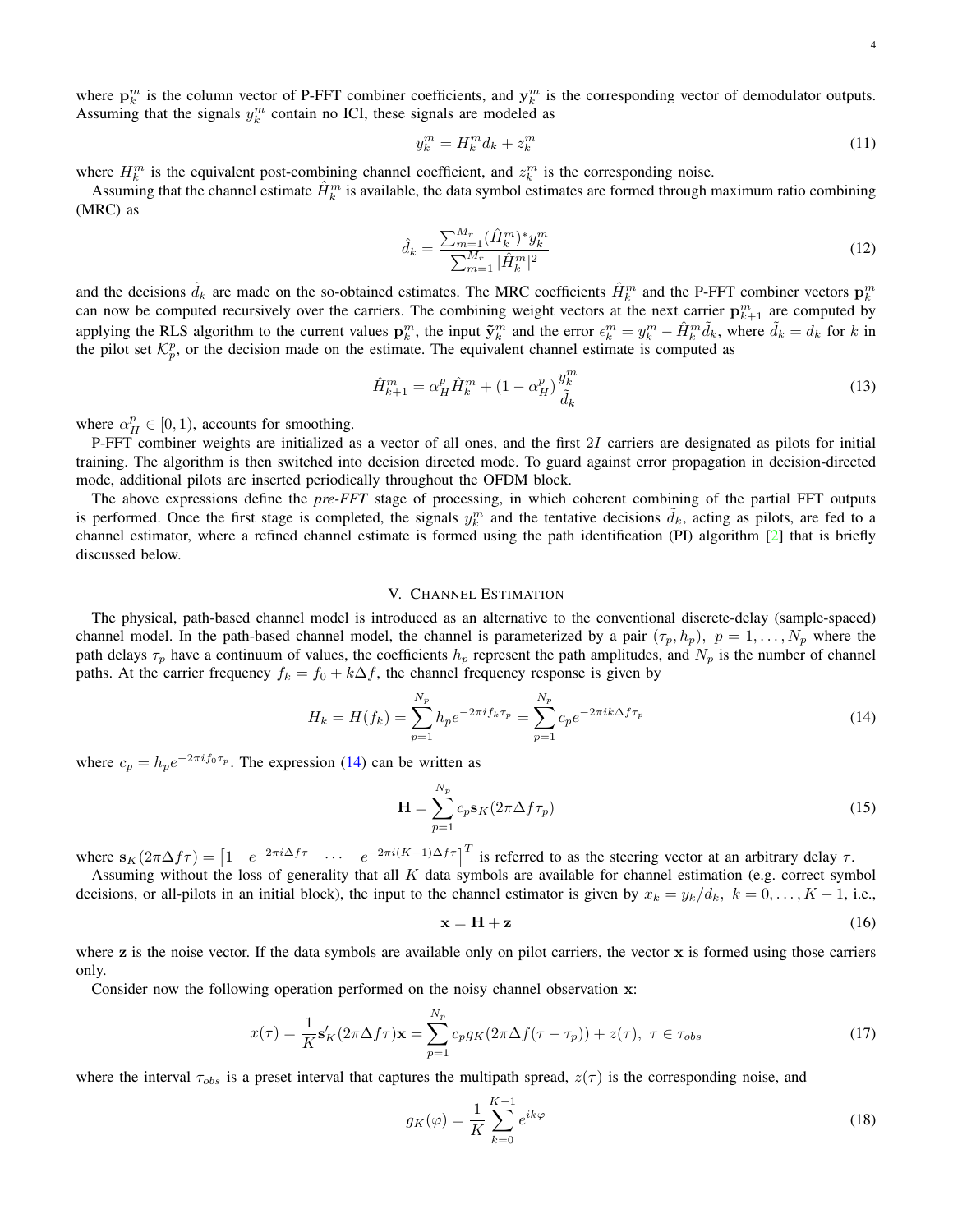where $\mathbf{p}_k^m$ is the column vector of P-FFT combiner coefficients, and $\mathbf{y}_k^m$ is the corresponding vector of demodulator outputs. Assuming that the signals $y_k^m$ contain no ICI, these signals are modeled as

$$y_k^m = H_k^m d_k + z_k^m \tag{11}$$

where $H_k^m$ is the equivalent post-combining channel coefficient, and $z_k^m$ is the corresponding noise.

Assuming that the channel estimate $\hat{H}_k^m$ is available, the data symbol estimates are formed through maximum ratio combining (MRC) as

$$\hat{d}_k = \frac{\sum_{m=1}^{M_r} (\hat{H}_k^m)^* y_k^m}{\sum_{m=1}^{M_r} |\hat{H}_k^m|^2} \tag{12}$$

and the decisions $\tilde{d}_k$ are made on the so-obtained estimates. The MRC coefficients $\hat{H}_k^m$ and the P-FFT combiner vectors $\mathbf{p}_k^m$ can now be computed recursively over the carriers. The combining weight vectors at the next carrier $\mathbf{p}_{k+1}^m$ are computed by applying the RLS algorithm to the current values $\mathbf{p}_k^m$, the input $\tilde{\mathbf{y}}_k^m$ and the error $\epsilon_k^m = y_k^m - \hat{H}_k^m \tilde{d}_k$, where $\tilde{d}_k = d_k$ for $k$ in the pilot set $\mathcal{K}_p^p$, or the decision made on the estimate. The equivalent channel estimate is computed as

$$\hat{H}_{k+1}^m = \alpha_H^p \hat{H}_k^m + (1 - \alpha_H^p) \frac{y_k^m}{\tilde{d}_k} \tag{13}$$

where $\alpha_H^p \in [0, 1)$, accounts for smoothing.

P-FFT combiner weights are initialized as a vector of all ones, and the first $2I$ carriers are designated as pilots for initial training. The algorithm is then switched into decision directed mode. To guard against error propagation in decision-directed mode, additional pilots are inserted periodically throughout the OFDM block.

The above expressions define the *pre-FFT* stage of processing, in which coherent combining of the partial FFT outputs is performed. Once the first stage is completed, the signals $y_k^m$ and the tentative decisions $\tilde{d}_k$, acting as pilots, are fed to a channel estimator, where a refined channel estimate is formed using the path identification (PI) algorithm [2] that is briefly discussed below.

## V. Channel Estimation

The physical, path-based channel model is introduced as an alternative to the conventional discrete-delay (sample-spaced) channel model. In the path-based channel model, the channel is parameterized by a pair $(\tau_p, h_p),\ p = 1, \ldots, N_p$ where the path delays $\tau_p$ have a continuum of values, the coefficients $h_p$ represent the path amplitudes, and $N_p$ is the number of channel paths. At the carrier frequency $f_k = f_0 + k\Delta f$, the channel frequency response is given by

$$H_k = H(f_k) = \sum_{p=1}^{N_p} h_p e^{-2\pi i f_k \tau_p} = \sum_{p=1}^{N_p} c_p e^{-2\pi i k \Delta f \tau_p} \tag{14}$$

where $c_p = h_p e^{-2\pi i f_0 \tau_p}$. The expression (14) can be written as

$$\mathbf{H} = \sum_{p=1}^{N_p} c_p \mathbf{s}_K(2\pi \Delta f \tau_p) \tag{15}$$

where $\mathbf{s}_K(2\pi\Delta f \tau) = \begin{bmatrix} 1 & e^{-2\pi i \Delta f \tau} & \cdots & e^{-2\pi i (K-1)\Delta f \tau} \end{bmatrix}^T$ is referred to as the steering vector at an arbitrary delay $\tau$.

Assuming without the loss of generality that all $K$ data symbols are available for channel estimation (e.g. correct symbol decisions, or all-pilots in an initial block), the input to the channel estimator is given by $x_k = y_k / d_k,\ k = 0, \ldots, K-1$, i.e.,

$$\mathbf{x} = \mathbf{H} + \mathbf{z} \tag{16}$$

where $\mathbf{z}$ is the noise vector. If the data symbols are available only on pilot carriers, the vector $\mathbf{x}$ is formed using those carriers only.

Consider now the following operation performed on the noisy channel observation $\mathbf{x}$:

$$x(\tau) = \frac{1}{K} \mathbf{s}'_K(2\pi\Delta f \tau)\mathbf{x} = \sum_{p=1}^{N_p} c_p g_K(2\pi \Delta f(\tau - \tau_p)) + z(\tau),\ \tau \in \tau_{obs} \tag{17}$$

where the interval $\tau_{obs}$ is a preset interval that captures the multipath spread, $z(\tau)$ is the corresponding noise, and

$$g_K(\varphi) = \frac{1}{K} \sum_{k=0}^{K-1} e^{ik\varphi} \tag{18}$$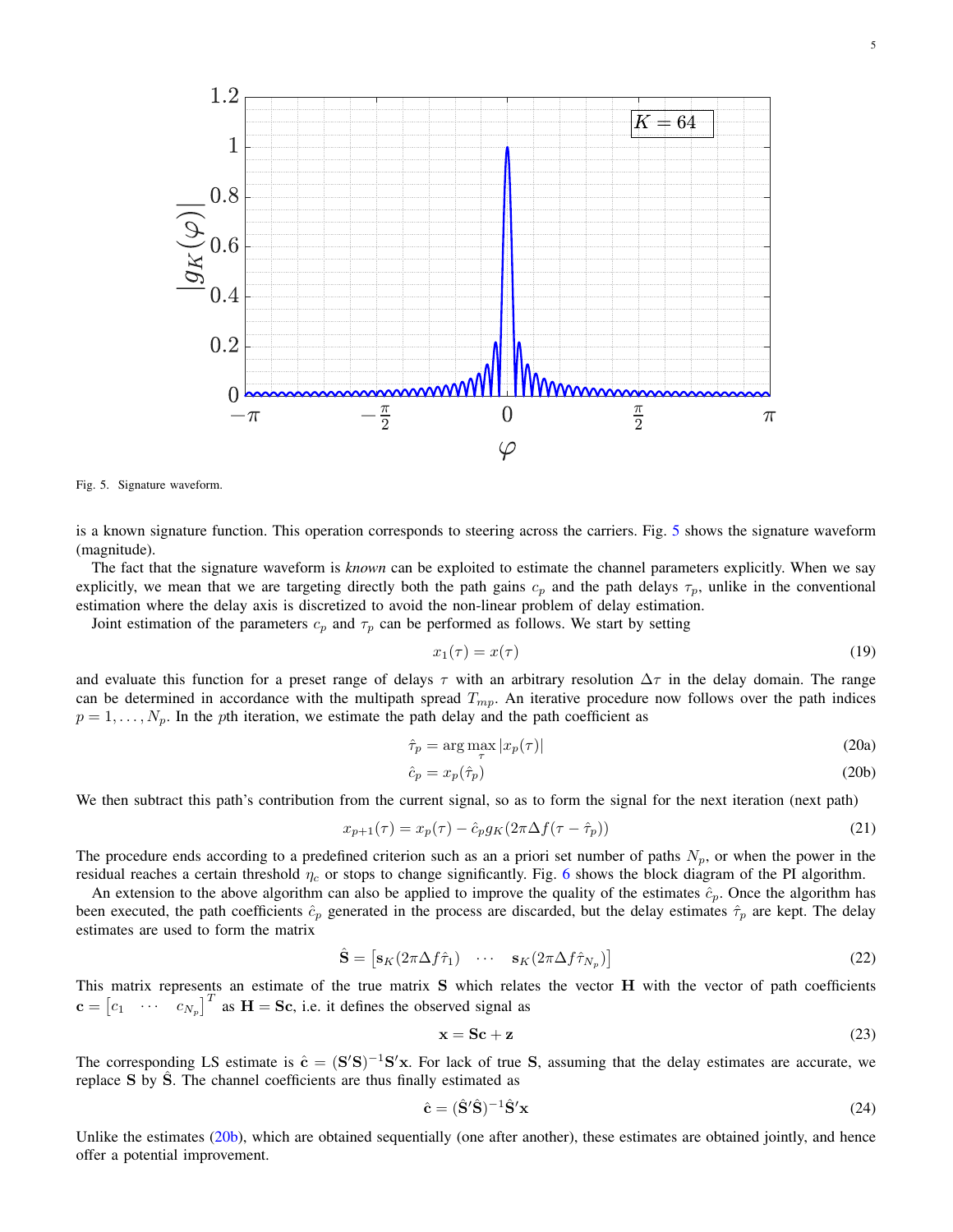Fig. 5. Signature waveform.

is a known signature function. This operation corresponds to steering across the carriers. Fig. 5 shows the signature waveform (magnitude).

The fact that the signature waveform is *known* can be exploited to estimate the channel parameters explicitly. When we say explicitly, we mean that we are targeting directly both the path gains $c_p$ and the path delays $\tau_p$, unlike in the conventional estimation where the delay axis is discretized to avoid the non-linear problem of delay estimation.

Joint estimation of the parameters $c_p$ and $\tau_p$ can be performed as follows. We start by setting

$$x_1(\tau) = x(\tau) \tag{19}$$

and evaluate this function for a preset range of delays $\tau$ with an arbitrary resolution $\Delta\tau$ in the delay domain. The range can be determined in accordance with the multipath spread $T_{mp}$. An iterative procedure now follows over the path indices $p = 1, \ldots, N_p$. In the $p$th iteration, we estimate the path delay and the path coefficient as

$$\hat{\tau}_p = \arg\max_{\tau} |x_p(\tau)| \tag{20a}$$

$$\hat{c}_p = x_p(\hat{\tau}_p) \tag{20b}$$

We then subtract this path's contribution from the current signal, so as to form the signal for the next iteration (next path)

$$x_{p+1}(\tau) = x_p(\tau) - \hat{c}_p g_K(2\pi\Delta f(\tau - \hat{\tau}_p)) \tag{21}$$

The procedure ends according to a predefined criterion such as an a priori set number of paths $N_p$, or when the power in the residual reaches a certain threshold $\eta_c$ or stops to change significantly. Fig. 6 shows the block diagram of the PI algorithm.

An extension to the above algorithm can also be applied to improve the quality of the estimates $\hat{c}_p$. Once the algorithm has been executed, the path coefficients $\hat{c}_p$ generated in the process are discarded, but the delay estimates $\hat{\tau}_p$ are kept. The delay estimates are used to form the matrix

$$\hat{\mathbf{S}} = \begin{bmatrix} \mathbf{s}_K(2\pi\Delta f\hat{\tau}_1) & \cdots & \mathbf{s}_K(2\pi\Delta f\hat{\tau}_{N_p}) \end{bmatrix} \tag{22}$$

This matrix represents an estimate of the true matrix $\mathbf{S}$ which relates the vector $\mathbf{H}$ with the vector of path coefficients $\mathbf{c} = \begin{bmatrix} c_1 & \cdots & c_{N_p} \end{bmatrix}^T$ as $\mathbf{H} = \mathbf{S}\mathbf{c}$, i.e. it defines the observed signal as

$$\mathbf{x} = \mathbf{S}\mathbf{c} + \mathbf{z} \tag{23}$$

The corresponding LS estimate is $\hat{\mathbf{c}} = (\mathbf{S}'\mathbf{S})^{-1}\mathbf{S}'\mathbf{x}$. For lack of true $\mathbf{S}$, assuming that the delay estimates are accurate, we replace $\mathbf{S}$ by $\hat{\mathbf{S}}$. The channel coefficients are thus finally estimated as

$$\hat{\mathbf{c}} = (\hat{\mathbf{S}}'\hat{\mathbf{S}})^{-1}\hat{\mathbf{S}}'\mathbf{x} \tag{24}$$

Unlike the estimates (20b), which are obtained sequentially (one after another), these estimates are obtained jointly, and hence offer a potential improvement.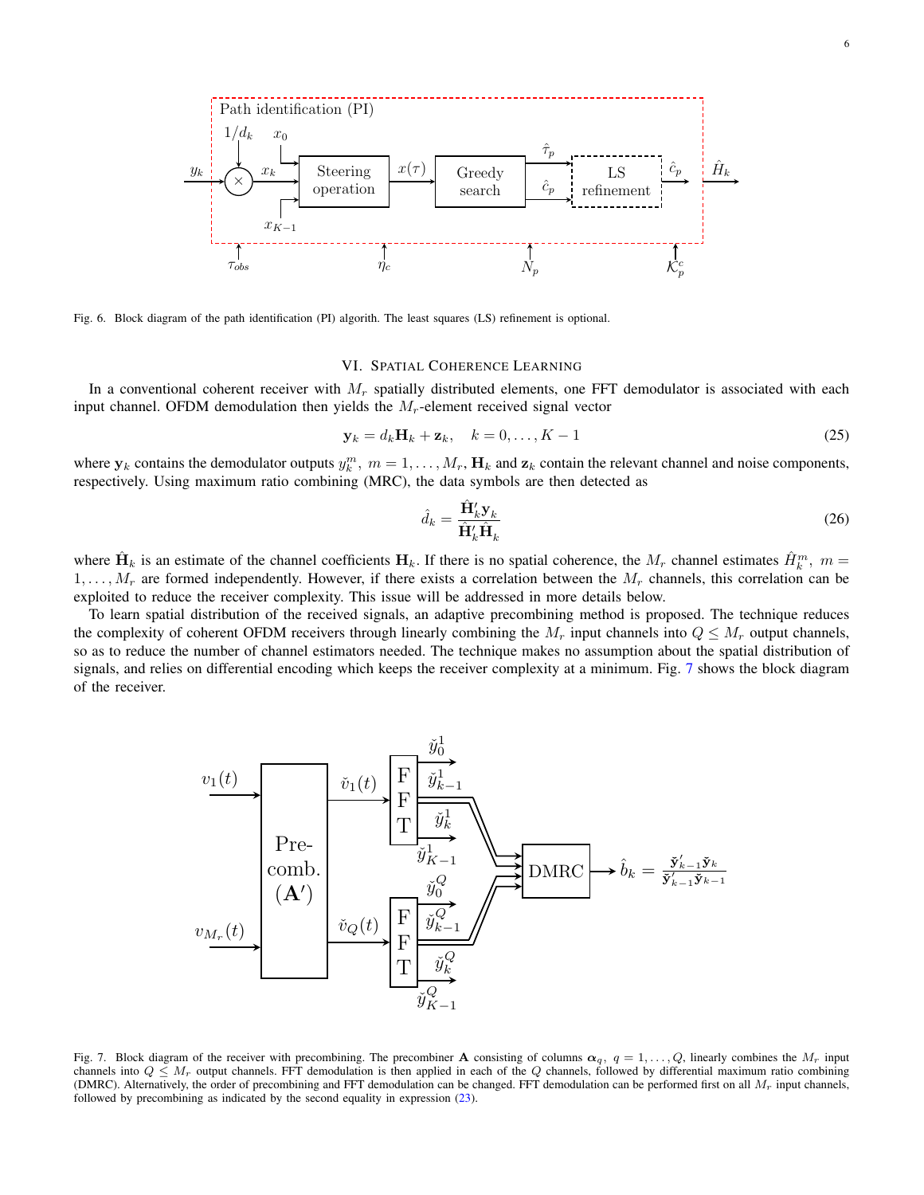Fig. 6. Block diagram of the path identification (PI) algorith. The least squares (LS) refinement is optional.

## VI. Spatial Coherence Learning

In a conventional coherent receiver with $M_r$ spatially distributed elements, one FFT demodulator is associated with each input channel. OFDM demodulation then yields the $M_r$-element received signal vector

$$\mathbf{y}_k = d_k \mathbf{H}_k + \mathbf{z}_k, \quad k = 0, \ldots, K-1 \tag{25}$$

where $\mathbf{y}_k$ contains the demodulator outputs $y_k^m$, $m = 1, \ldots, M_r$, $\mathbf{H}_k$ and $\mathbf{z}_k$ contain the relevant channel and noise components, respectively. Using maximum ratio combining (MRC), the data symbols are then detected as

$$\hat{d}_k = \frac{\hat{\mathbf{H}}_k' \mathbf{y}_k}{\hat{\mathbf{H}}_k' \hat{\mathbf{H}}_k} \tag{26}$$

where $\hat{\mathbf{H}}_k$ is an estimate of the channel coefficients $\mathbf{H}_k$. If there is no spatial coherence, the $M_r$ channel estimates $\hat{H}_k^m$, $m = 1, \ldots, M_r$ are formed independently. However, if there exists a correlation between the $M_r$ channels, this correlation can be exploited to reduce the receiver complexity. This issue will be addressed in more details below.

To learn spatial distribution of the received signals, an adaptive precombining method is proposed. The technique reduces the complexity of coherent OFDM receivers through linearly combining the $M_r$ input channels into $Q \leq M_r$ output channels, so as to reduce the number of channel estimators needed. The technique makes no assumption about the spatial distribution of signals, and relies on differential encoding which keeps the receiver complexity at a minimum. Fig. 7 shows the block diagram of the receiver.

Fig. 7. Block diagram of the receiver with precombining. The precombiner $\mathbf{A}$ consisting of columns $\boldsymbol{\alpha}_q$, $q = 1, \ldots, Q$, linearly combines the $M_r$ input channels into $Q \leq M_r$ output channels. FFT demodulation is then applied in each of the $Q$ channels, followed by differential maximum ratio combining (DMRC). Alternatively, the order of precombining and FFT demodulation can be changed. FFT demodulation can be performed first on all $M_r$ input channels, followed by precombining as indicated by the second equality in expression (23).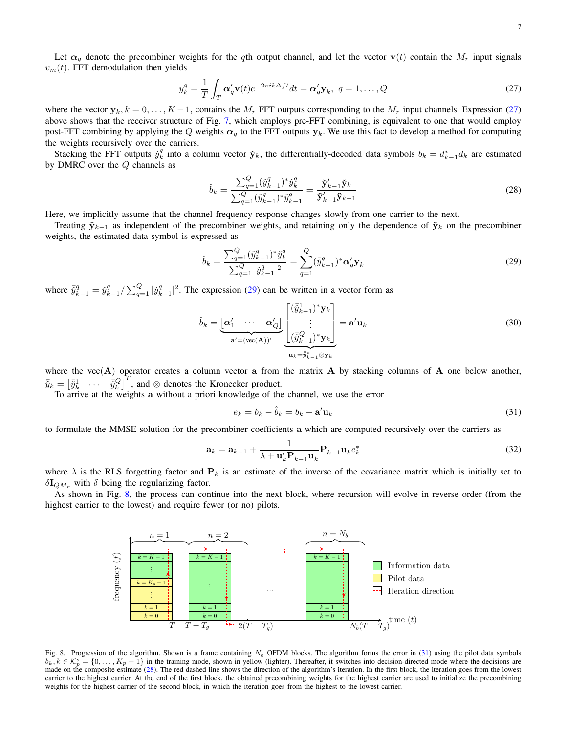Let $\boldsymbol{\alpha}_q$ denote the precombiner weights for the $q$th output channel, and let the vector $\mathbf{v}(t)$ contain the $M_r$ input signals $v_m(t)$. FFT demodulation then yields

$$\breve{y}_k^q = \frac{1}{T}\int_T \boldsymbol{\alpha}_q' \mathbf{v}(t) e^{-2\pi i k \Delta f t} dt = \boldsymbol{\alpha}_q' \mathbf{y}_k,\ q = 1, \ldots, Q \tag{27}$$

where the vector $\mathbf{y}_k, k = 0, \ldots, K-1$, contains the $M_r$ FFT outputs corresponding to the $M_r$ input channels. Expression (27) above shows that the receiver structure of Fig. 7, which employs pre-FFT combining, is equivalent to one that would employ post-FFT combining by applying the $Q$ weights $\boldsymbol{\alpha}_q$ to the FFT outputs $\mathbf{y}_k$. We use this fact to develop a method for computing the weights recursively over the carriers.

Stacking the FFT outputs $\breve{y}_k^q$ into a column vector $\breve{\mathbf{y}}_k$, the differentially-decoded data symbols $b_k = d_{k-1}^* d_k$ are estimated by DMRC over the $Q$ channels as

$$\hat{b}_k = \frac{\sum_{q=1}^{Q} (\breve{y}_{k-1}^q)^* \breve{y}_k^q}{\sum_{q=1}^{Q} (\breve{y}_{k-1}^q)^* \breve{y}_{k-1}^q} = \frac{\breve{\mathbf{y}}_{k-1}' \breve{\mathbf{y}}_k}{\breve{\mathbf{y}}_{k-1}' \breve{\mathbf{y}}_{k-1}} \tag{28}$$

Here, we implicitly assume that the channel frequency response changes slowly from one carrier to the next.

Treating $\breve{\mathbf{y}}_{k-1}$ as independent of the precombiner weights, and retaining only the dependence of $\breve{\mathbf{y}}_k$ on the precombiner weights, the estimated data symbol is expressed as

$$\hat{b}_k = \frac{\sum_{q=1}^{Q} (\breve{y}_{k-1}^q)^* \breve{y}_k^q}{\sum_{q=1}^{Q} |\breve{y}_{k-1}^q|^2} = \sum_{q=1}^{Q} (\bar{\breve{y}}_{k-1}^q)^* \boldsymbol{\alpha}_q' \mathbf{y}_k \tag{29}$$

where $\bar{\breve{y}}_{k-1}^q = \breve{y}_{k-1}^q / \sum_{q=1}^{Q} |\breve{y}_{k-1}^q|^2$. The expression (29) can be written in a vector form as

$$\hat{b}_k = \underbrace{\begin{bmatrix} \boldsymbol{\alpha}_1' & \cdots & \boldsymbol{\alpha}_Q' \end{bmatrix}}_{\mathbf{a}' = (\text{vec}(\mathbf{A}))'} \underbrace{\begin{bmatrix} (\bar{\breve{y}}_{k-1}^1)^* \mathbf{y}_k \\ \vdots \\ (\bar{\breve{y}}_{k-1}^Q)^* \mathbf{y}_k \end{bmatrix}}_{\mathbf{u}_k = \bar{\breve{y}}_{k-1}^* \otimes \mathbf{y}_k} = \mathbf{a}' \mathbf{u}_k \tag{30}$$

where the $\text{vec}(\mathbf{A})$ operator creates a column vector $\mathbf{a}$ from the matrix $\mathbf{A}$ by stacking columns of $\mathbf{A}$ one below another, $\bar{\breve{y}}_k = \begin{bmatrix} \bar{\breve{y}}_k^1 & \cdots & \bar{\breve{y}}_k^Q \end{bmatrix}^T$, and $\otimes$ denotes the Kronecker product.

To arrive at the weights $\mathbf{a}$ without a priori knowledge of the channel, we use the error

$$e_k = b_k - \hat{b}_k = b_k - \mathbf{a}' \mathbf{u}_k \tag{31}$$

to formulate the MMSE solution for the precombiner coefficients $\mathbf{a}$ which are computed recursively over the carriers as

$$\mathbf{a}_k = \mathbf{a}_{k-1} + \frac{1}{\lambda + \mathbf{u}_k' \mathbf{P}_{k-1} \mathbf{u}_k} \mathbf{P}_{k-1} \mathbf{u}_k e_k^* \tag{32}$$

where $\lambda$ is the RLS forgetting factor and $\mathbf{P}_k$ is an estimate of the inverse of the covariance matrix which is initially set to $\delta \mathbf{I}_{QM_r}$ with $\delta$ being the regularizing factor.

As shown in Fig. 8, the process can continue into the next block, where recursion will evolve in reverse order (from the highest carrier to the lowest) and require fewer (or no) pilots.

Fig. 8. Progression of the algorithm. Shown is a frame containing $N_b$ OFDM blocks. The algorithm forms the error in (31) using the pilot data symbols $b_k, k \in \mathcal{K}_p^s = \{0, \ldots, K_p - 1\}$ in the training mode, shown in yellow (lighter). Thereafter, it switches into decision-directed mode where the decisions are made on the composite estimate (28). The red dashed line shows the direction of the algorithm's iteration. In the first block, the iteration goes from the lowest carrier to the highest carrier. At the end of the first block, the obtained precombining weights for the highest carrier are used to initialize the precombining weights for the highest carrier of the second block, in which the iteration goes from the highest to the lowest carrier.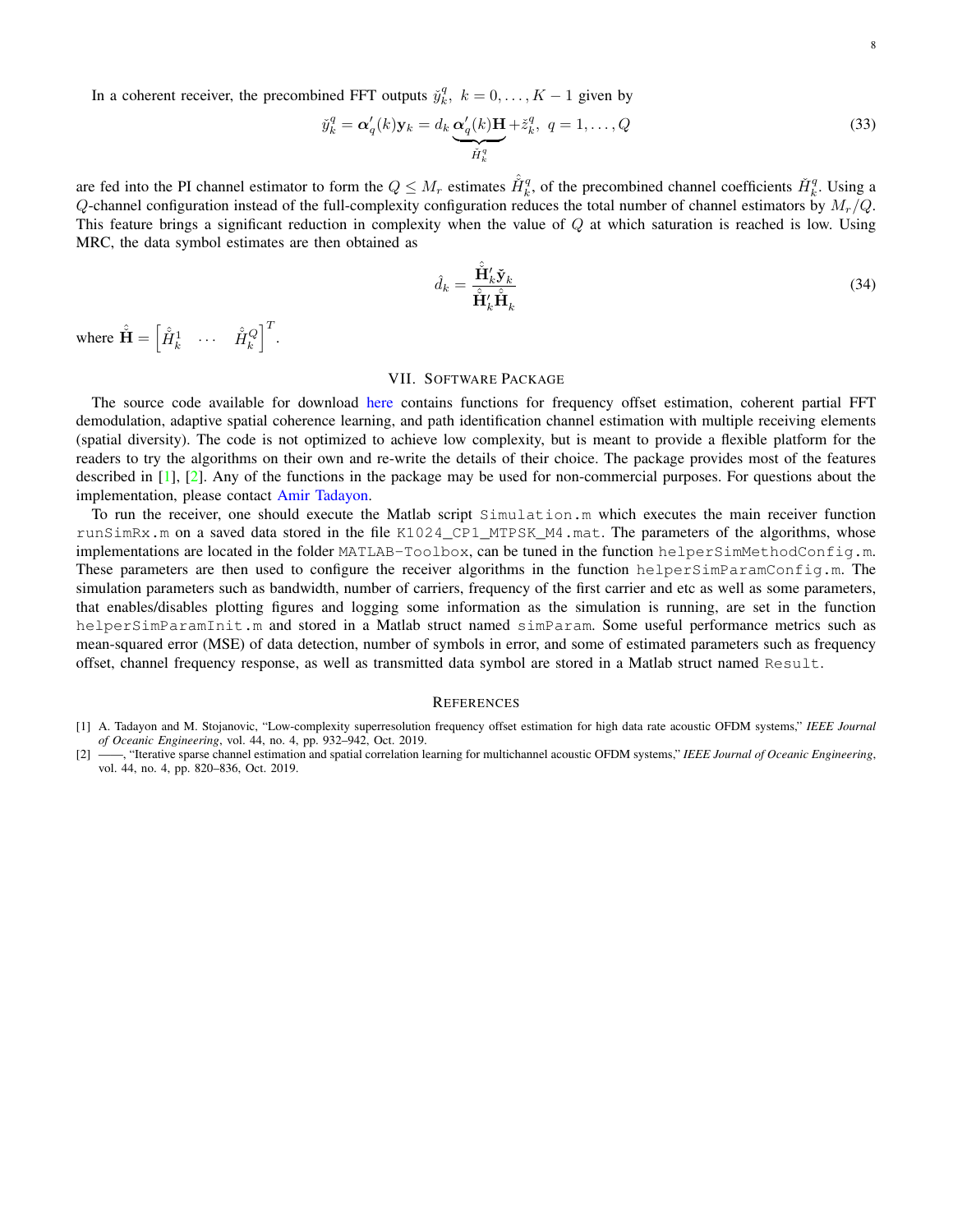In a coherent receiver, the precombined FFT outputs $\check{y}_k^q,\ k = 0, \ldots, K-1$ given by

$$\check{y}_k^q = \boldsymbol{\alpha}_q'(k)\mathbf{y}_k = d_k \underbrace{\boldsymbol{\alpha}_q'(k)\mathbf{H}}_{\check{H}_k^q} + \check{z}_k^q,\ q = 1, \ldots, Q \tag{33}$$

are fed into the PI channel estimator to form the $Q \leq M_r$ estimates $\hat{\check{H}}_k^q$, of the precombined channel coefficients $\check{H}_k^q$. Using a $Q$-channel configuration instead of the full-complexity configuration reduces the total number of channel estimators by $M_r/Q$. This feature brings a significant reduction in complexity when the value of $Q$ at which saturation is reached is low. Using MRC, the data symbol estimates are then obtained as

$$\hat{d}_k = \frac{\hat{\check{\mathbf{H}}}_k' \check{\mathbf{y}}_k}{\hat{\check{\mathbf{H}}}_k' \hat{\check{\mathbf{H}}}_k} \tag{34}$$

where $\hat{\check{\mathbf{H}}} = \begin{bmatrix} \hat{\check{H}}_k^1 & \cdots & \hat{\check{H}}_k^Q \end{bmatrix}^T$.

## VII. Software Package

The source code available for download here contains functions for frequency offset estimation, coherent partial FFT demodulation, adaptive spatial coherence learning, and path identification channel estimation with multiple receiving elements (spatial diversity). The code is not optimized to achieve low complexity, but is meant to provide a flexible platform for the readers to try the algorithms on their own and re-write the details of their choice. The package provides most of the features described in [1], [2]. Any of the functions in the package may be used for non-commercial purposes. For questions about the implementation, please contact Amir Tadayon.

To run the receiver, one should execute the Matlab script `Simulation.m` which executes the main receiver function `runSimRx.m` on a saved data stored in the file `K1024_CP1_MTPSK_M4.mat`. The parameters of the algorithms, whose implementations are located in the folder `MATLAB-Toolbox`, can be tuned in the function `helperSimMethodConfig.m`. These parameters are then used to configure the receiver algorithms in the function `helperSimParamConfig.m`. The simulation parameters such as bandwidth, number of carriers, frequency of the first carrier and etc as well as some parameters, that enables/disables plotting figures and logging some information as the simulation is running, are set in the function `helperSimParamInit.m` and stored in a Matlab struct named `simParam`. Some useful performance metrics such as mean-squared error (MSE) of data detection, number of symbols in error, and some of estimated parameters such as frequency offset, channel frequency response, as well as transmitted data symbol are stored in a Matlab struct named `Result`.

## References

[1] A. Tadayon and M. Stojanovic, "Low-complexity superresolution frequency offset estimation for high data rate acoustic OFDM systems," *IEEE Journal of Oceanic Engineering*, vol. 44, no. 4, pp. 932–942, Oct. 2019.

[2] ——, "Iterative sparse channel estimation and spatial correlation learning for multichannel acoustic OFDM systems," *IEEE Journal of Oceanic Engineering*, vol. 44, no. 4, pp. 820–836, Oct. 2019.